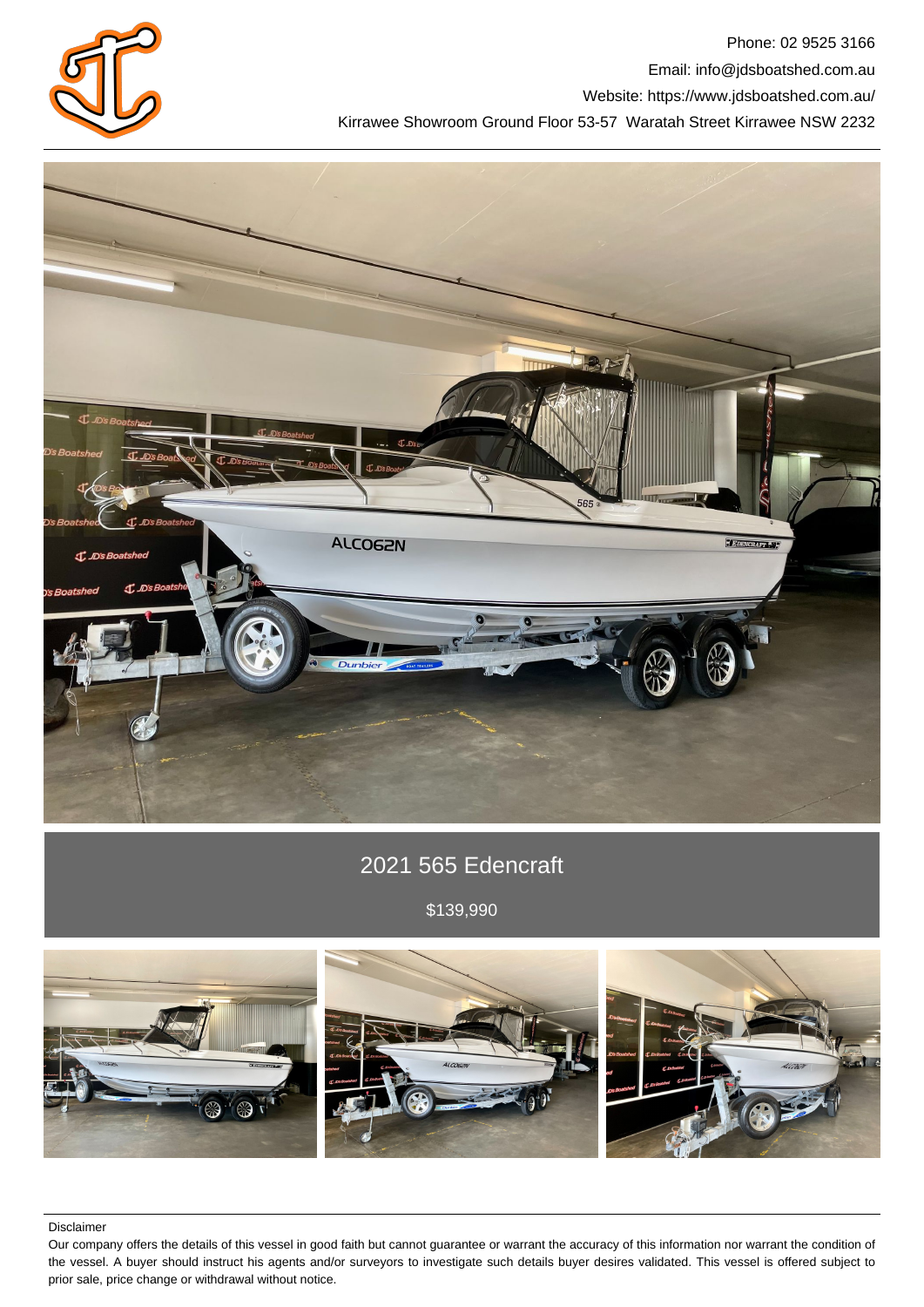Phone: 02 9525 3166

Email: info@jdsboatshed.com.au

Website: https://www.jdsboatshed.com.au/

Kirrawee Showroom Ground Floor 53-57 Waratah Street Kirrawee NSW 2232

# 2021 565 Edencraft

$139,990

Disclaimer

Our company offers the details of this vessel in good faith but cannot guarantee or warrant the accuracy of this information nor warrant the condition of the vessel. A buyer should instruct his agents and/or surveyors to investigate such details buyer desires validated. This vessel is offered subject to prior sale, price change or withdrawal without notice.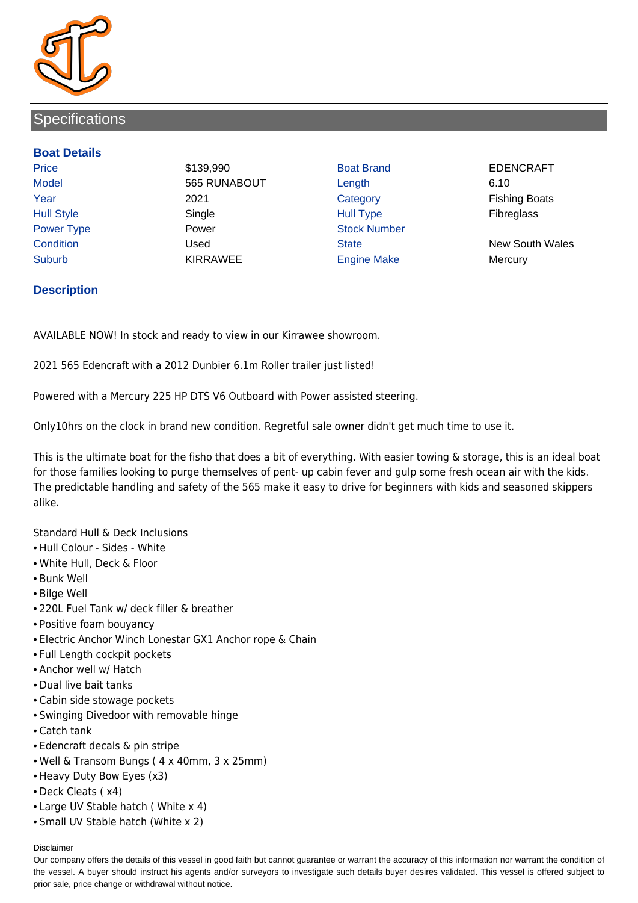## Specifications

### Boat Details

| | | | |
|---|---|---|---|
| Price | $139,990 | Boat Brand | EDENCRAFT |
| Model | 565 RUNABOUT | Length | 6.10 |
| Year | 2021 | Category | Fishing Boats |
| Hull Style | Single | Hull Type | Fibreglass |
| Power Type | Power | Stock Number | |
| Condition | Used | State | New South Wales |
| Suburb | KIRRAWEE | Engine Make | Mercury |

### Description

AVAILABLE NOW! In stock and ready to view in our Kirrawee showroom.

2021 565 Edencraft with a 2012 Dunbier 6.1m Roller trailer just listed!

Powered with a Mercury 225 HP DTS V6 Outboard with Power assisted steering.

Only10hrs on the clock in brand new condition. Regretful sale owner didn't get much time to use it.

This is the ultimate boat for the fisho that does a bit of everything. With easier towing & storage, this is an ideal boat for those families looking to purge themselves of pent- up cabin fever and gulp some fresh ocean air with the kids. The predictable handling and safety of the 565 make it easy to drive for beginners with kids and seasoned skippers alike.

Standard Hull & Deck Inclusions

- Hull Colour - Sides - White
- White Hull, Deck & Floor
- Bunk Well
- Bilge Well
- 220L Fuel Tank w/ deck filler & breather
- Positive foam bouyancy
- Electric Anchor Winch Lonestar GX1 Anchor rope & Chain
- Full Length cockpit pockets
- Anchor well w/ Hatch
- Dual live bait tanks
- Cabin side stowage pockets
- Swinging Divedoor with removable hinge
- Catch tank
- Edencraft decals & pin stripe
- Well & Transom Bungs ( 4 x 40mm, 3 x 25mm)
- Heavy Duty Bow Eyes (x3)
- Deck Cleats ( x4)
- Large UV Stable hatch ( White x 4)
- Small UV Stable hatch (White x 2)

Disclaimer

Our company offers the details of this vessel in good faith but cannot guarantee or warrant the accuracy of this information nor warrant the condition of the vessel. A buyer should instruct his agents and/or surveyors to investigate such details buyer desires validated. This vessel is offered subject to prior sale, price change or withdrawal without notice.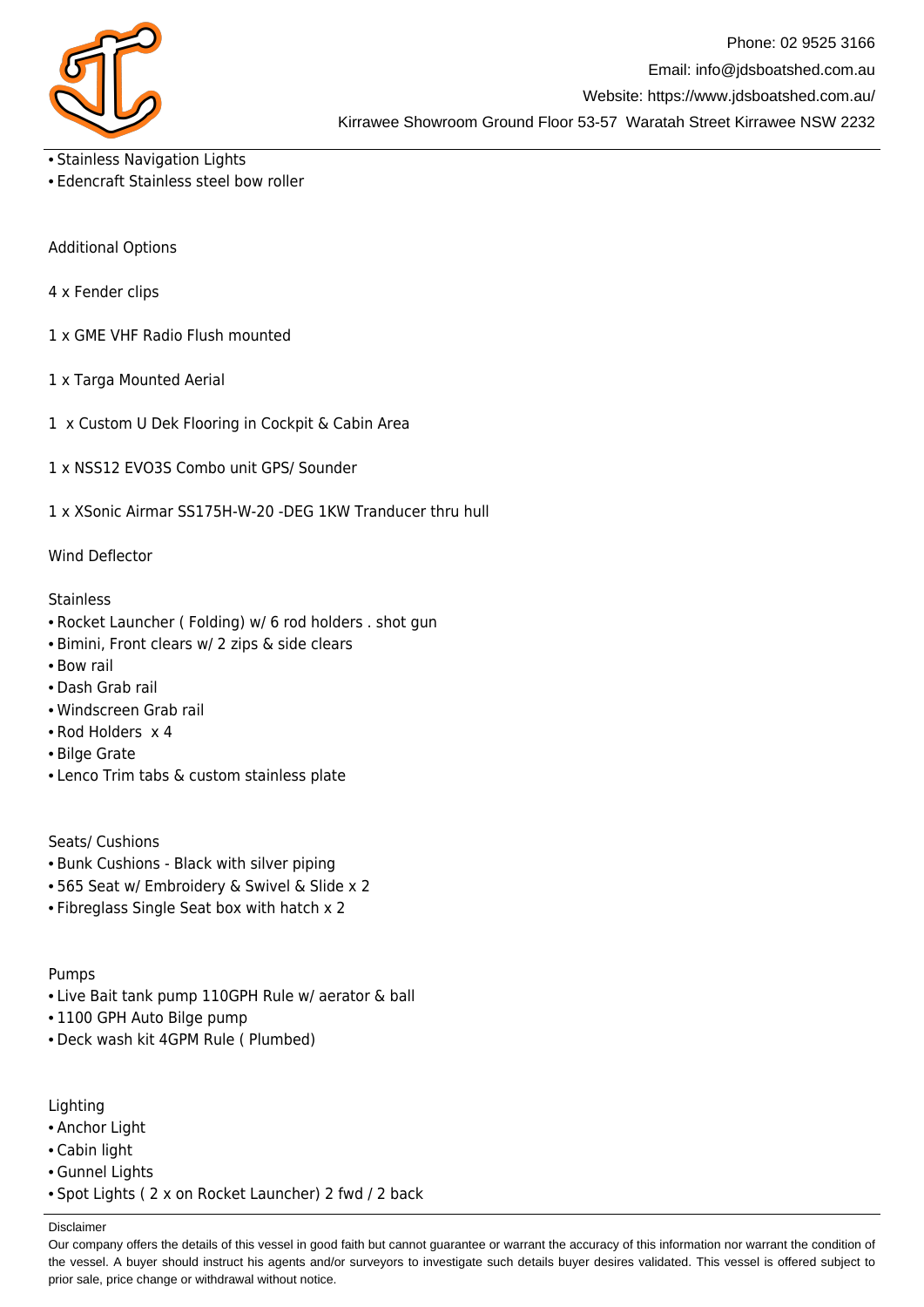- Stainless Navigation Lights
- Edencraft Stainless steel bow roller

Additional Options

4 x Fender clips

1 x GME VHF Radio Flush mounted

1 x Targa Mounted Aerial

1  x Custom U Dek Flooring in Cockpit & Cabin Area

1 x NSS12 EVO3S Combo unit GPS/ Sounder

1 x XSonic Airmar SS175H-W-20 -DEG 1KW Tranducer thru hull

Wind Deflector

Stainless

- Rocket Launcher ( Folding) w/ 6 rod holders . shot gun
- Bimini, Front clears w/ 2 zips & side clears
- Bow rail
- Dash Grab rail
- Windscreen Grab rail
- Rod Holders  x 4
- Bilge Grate
- Lenco Trim tabs & custom stainless plate

Seats/ Cushions

- Bunk Cushions - Black with silver piping
- 565 Seat w/ Embroidery & Swivel & Slide x 2
- Fibreglass Single Seat box with hatch x 2

Pumps

- Live Bait tank pump 110GPH Rule w/ aerator & ball
- 1100 GPH Auto Bilge pump
- Deck wash kit 4GPM Rule ( Plumbed)

Lighting

- Anchor Light
- Cabin light
- Gunnel Lights
- Spot Lights ( 2 x on Rocket Launcher) 2 fwd / 2 back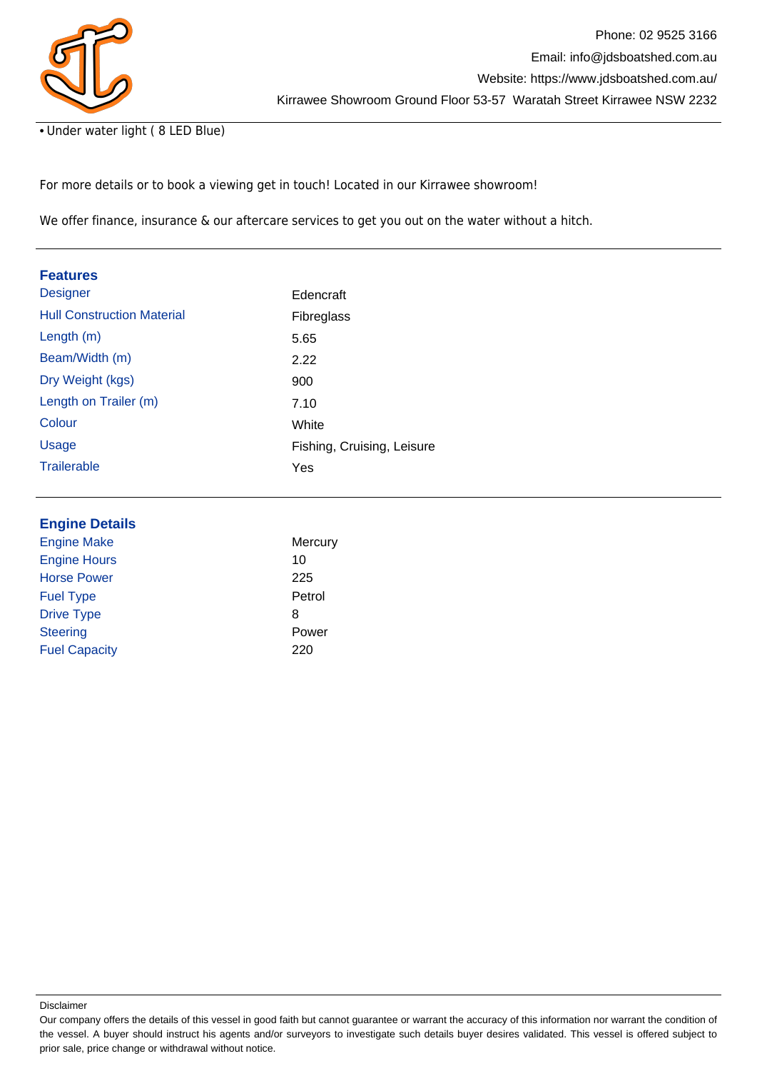- Under water light ( 8 LED Blue)

For more details or to book a viewing get in touch! Located in our Kirrawee showroom!

We offer finance, insurance & our aftercare services to get you out on the water without a hitch.

## Features

| | |
|---|---|
| Designer | Edencraft |
| Hull Construction Material | Fibreglass |
| Length (m) | 5.65 |
| Beam/Width (m) | 2.22 |
| Dry Weight (kgs) | 900 |
| Length on Trailer (m) | 7.10 |
| Colour | White |
| Usage | Fishing, Cruising, Leisure |
| Trailerable | Yes |

## Engine Details

| | |
|---|---|
| Engine Make | Mercury |
| Engine Hours | 10 |
| Horse Power | 225 |
| Fuel Type | Petrol |
| Drive Type | 8 |
| Steering | Power |
| Fuel Capacity | 220 |

Disclaimer

Our company offers the details of this vessel in good faith but cannot guarantee or warrant the accuracy of this information nor warrant the condition of the vessel. A buyer should instruct his agents and/or surveyors to investigate such details buyer desires validated. This vessel is offered subject to prior sale, price change or withdrawal without notice.